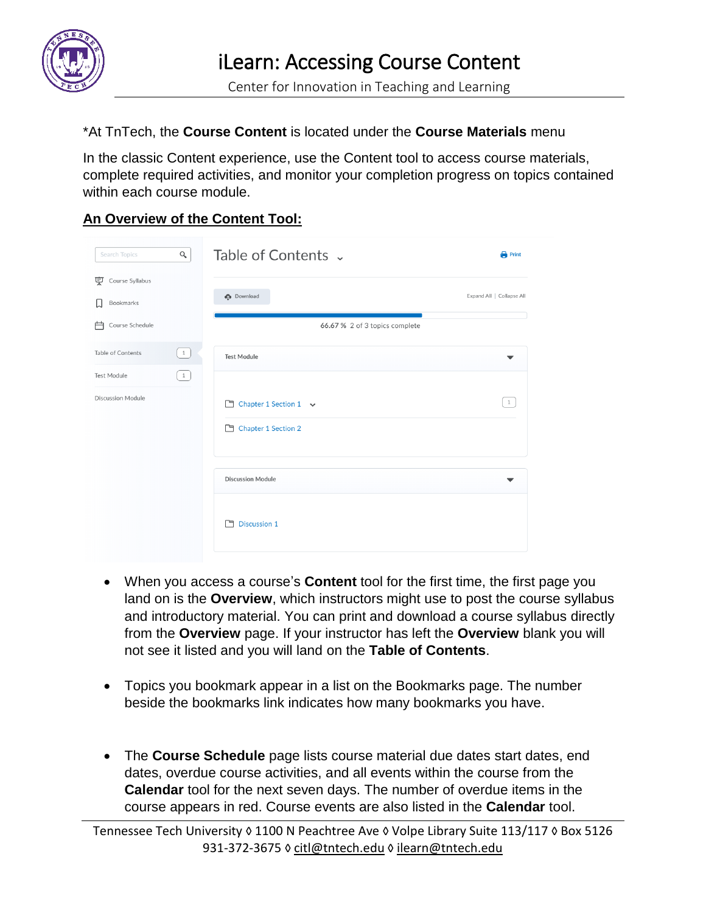# iLearn: Accessing Course Content

Center for Innovation in Teaching and Learning

*At TnTech, the **Course Content** is located under the **Course Materials** menu

In the classic Content experience, use the Content tool to access course materials, complete required activities, and monitor your completion progress on topics contained within each course module.

## An Overview of the Content Tool:

- When you access a course's **Content** tool for the first time, the first page you land on is the **Overview**, which instructors might use to post the course syllabus and introductory material. You can print and download a course syllabus directly from the **Overview** page. If your instructor has left the **Overview** blank you will not see it listed and you will land on the **Table of Contents**.

- Topics you bookmark appear in a list on the Bookmarks page. The number beside the bookmarks link indicates how many bookmarks you have.

- The **Course Schedule** page lists course material due dates start dates, end dates, overdue course activities, and all events within the course from the **Calendar** tool for the next seven days. The number of overdue items in the course appears in red. Course events are also listed in the **Calendar** tool.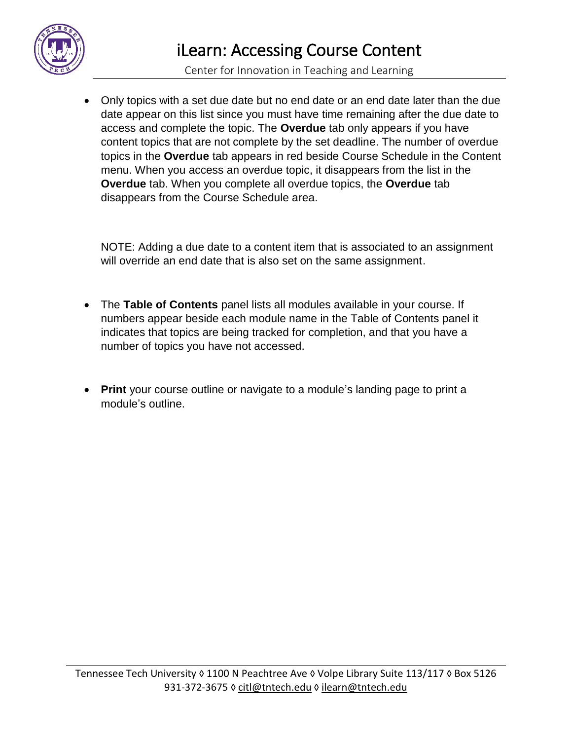- Only topics with a set due date but no end date or an end date later than the due date appear on this list since you must have time remaining after the due date to access and complete the topic. The **Overdue** tab only appears if you have content topics that are not complete by the set deadline. The number of overdue topics in the **Overdue** tab appears in red beside Course Schedule in the Content menu. When you access an overdue topic, it disappears from the list in the **Overdue** tab. When you complete all overdue topics, the **Overdue** tab disappears from the Course Schedule area.

  NOTE: Adding a due date to a content item that is associated to an assignment will override an end date that is also set on the same assignment.

- The **Table of Contents** panel lists all modules available in your course. If numbers appear beside each module name in the Table of Contents panel it indicates that topics are being tracked for completion, and that you have a number of topics you have not accessed.

- **Print** your course outline or navigate to a module's landing page to print a module's outline.